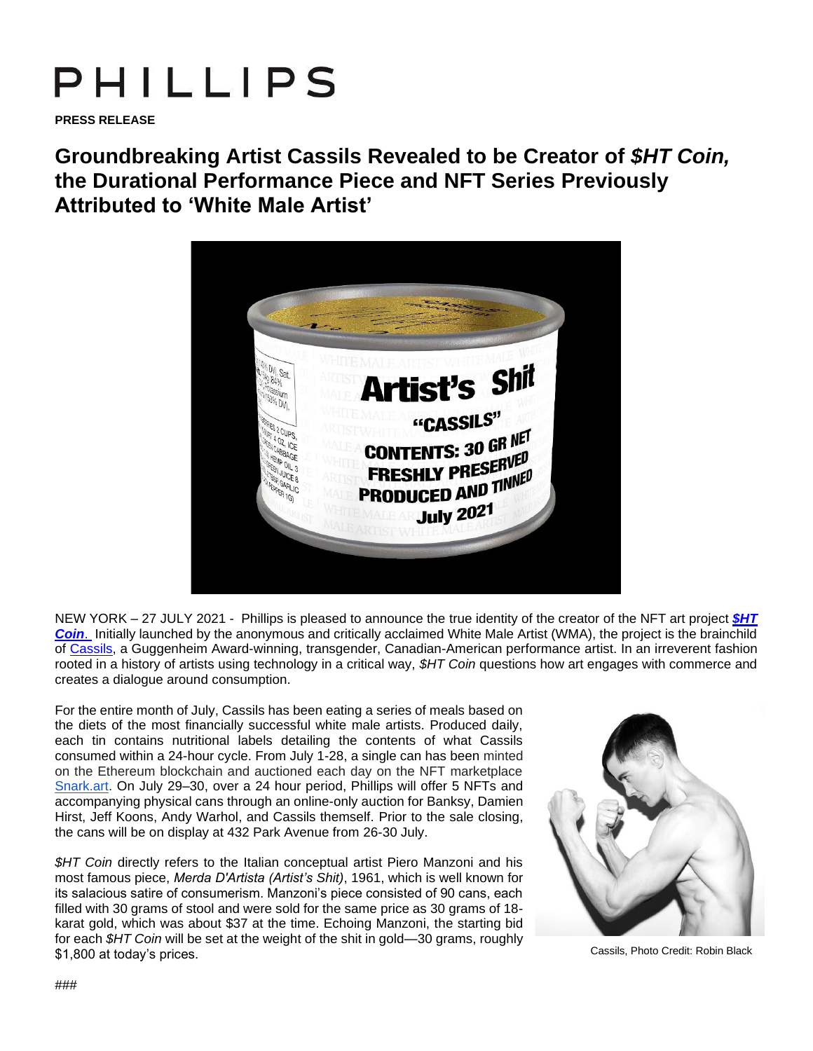# PHILLIPS

**PRESS RELEASE**

## Groundbreaking Artist Cassils Revealed to be Creator of *$HT Coin,* the Durational Performance Piece and NFT Series Previously Attributed to 'White Male Artist'

NEW YORK – 27 JULY 2021 - Phillips is pleased to announce the true identity of the creator of the NFT art project ***$HT Coin***. Initially launched by the anonymous and critically acclaimed White Male Artist (WMA), the project is the brainchild of Cassils, a Guggenheim Award-winning, transgender, Canadian-American performance artist. In an irreverent fashion rooted in a history of artists using technology in a critical way, *$HT Coin* questions how art engages with commerce and creates a dialogue around consumption.

For the entire month of July, Cassils has been eating a series of meals based on the diets of the most financially successful white male artists. Produced daily, each tin contains nutritional labels detailing the contents of what Cassils consumed within a 24-hour cycle. From July 1-28, a single can has been minted on the Ethereum blockchain and auctioned each day on the NFT marketplace Snark.art. On July 29–30, over a 24 hour period, Phillips will offer 5 NFTs and accompanying physical cans through an online-only auction for Banksy, Damien Hirst, Jeff Koons, Andy Warhol, and Cassils themself. Prior to the sale closing, the cans will be on display at 432 Park Avenue from 26-30 July.

*$HT Coin* directly refers to the Italian conceptual artist Piero Manzoni and his most famous piece, *Merda D'Artista (Artist's Shit)*, 1961, which is well known for its salacious satire of consumerism. Manzoni's piece consisted of 90 cans, each filled with 30 grams of stool and were sold for the same price as 30 grams of 18-karat gold, which was about $37 at the time. Echoing Manzoni, the starting bid for each *$HT Coin* will be set at the weight of the shit in gold—30 grams, roughly $1,800 at today's prices.

Cassils, Photo Credit: Robin Black

###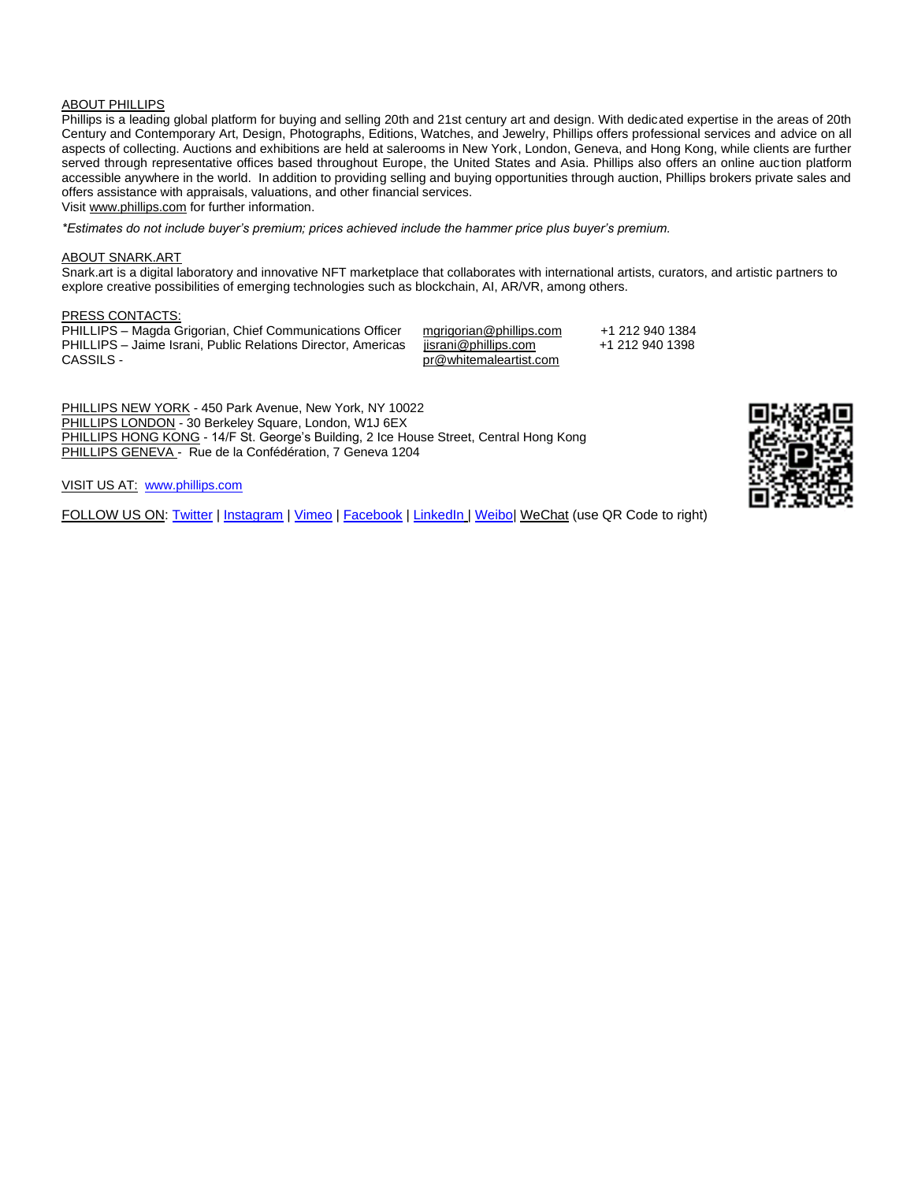ABOUT PHILLIPS

Phillips is a leading global platform for buying and selling 20th and 21st century art and design. With dedicated expertise in the areas of 20th Century and Contemporary Art, Design, Photographs, Editions, Watches, and Jewelry, Phillips offers professional services and advice on all aspects of collecting. Auctions and exhibitions are held at salerooms in New York, London, Geneva, and Hong Kong, while clients are further served through representative offices based throughout Europe, the United States and Asia. Phillips also offers an online auction platform accessible anywhere in the world. In addition to providing selling and buying opportunities through auction, Phillips brokers private sales and offers assistance with appraisals, valuations, and other financial services.
Visit www.phillips.com for further information.

*\*Estimates do not include buyer's premium; prices achieved include the hammer price plus buyer's premium.*

ABOUT SNARK.ART

Snark.art is a digital laboratory and innovative NFT marketplace that collaborates with international artists, curators, and artistic partners to explore creative possibilities of emerging technologies such as blockchain, AI, AR/VR, among others.

PRESS CONTACTS:

| | | |
|---|---|---|
| PHILLIPS – Magda Grigorian, Chief Communications Officer | mgrigorian@phillips.com | +1 212 940 1384 |
| PHILLIPS – Jaime Israni, Public Relations Director, Americas | jisrani@phillips.com | +1 212 940 1398 |
| CASSILS - | pr@whitemaleartist.com | |

PHILLIPS NEW YORK - 450 Park Avenue, New York, NY 10022
PHILLIPS LONDON - 30 Berkeley Square, London, W1J 6EX
PHILLIPS HONG KONG - 14/F St. George's Building, 2 Ice House Street, Central Hong Kong
PHILLIPS GENEVA - Rue de la Confédération, 7 Geneva 1204

VISIT US AT: www.phillips.com

FOLLOW US ON: Twitter | Instagram | Vimeo | Facebook | LinkedIn | Weibo| WeChat (use QR Code to right)